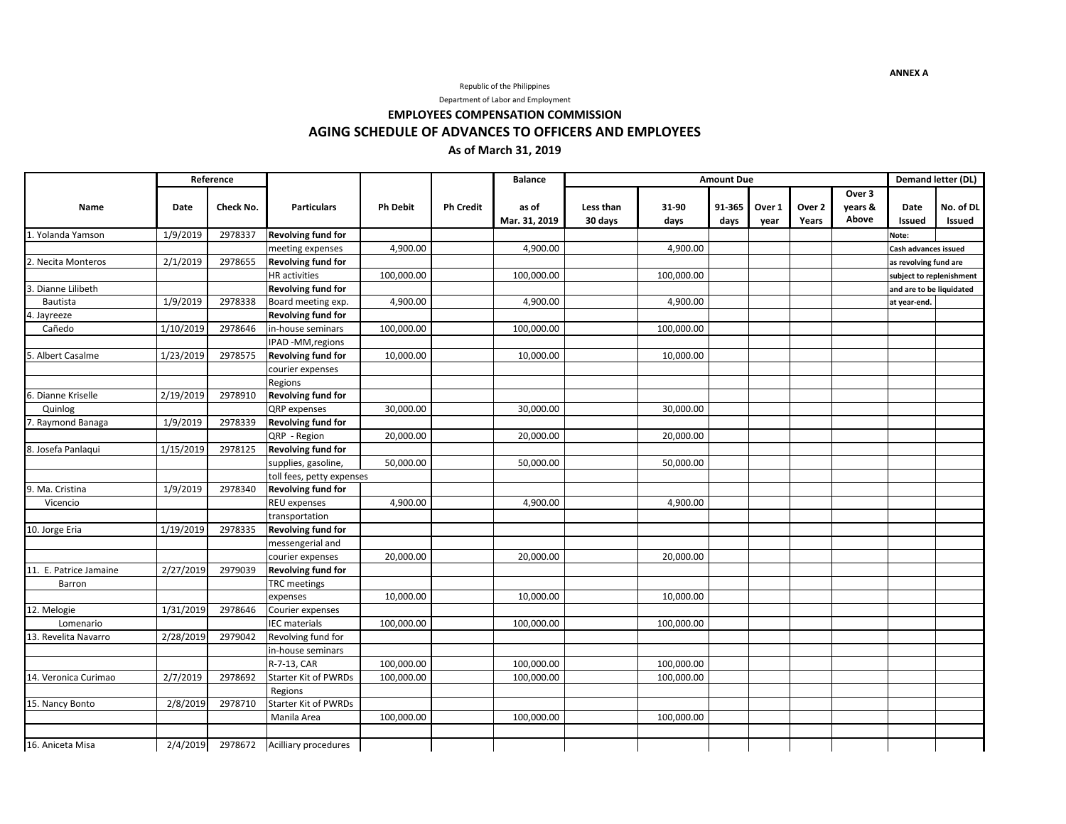ANNEX A

Republic of the Philippines

Department of Labor and Employment

**EMPLOYEES COMPENSATION COMMISSION**

## AGING SCHEDULE OF ADVANCES TO OFFICERS AND EMPLOYEES

**As of March 31, 2019**

| Name | Reference | | Particulars | Ph Debit | Ph Credit | Balance | Amount Due | | | | | | Demand letter (DL) | |
|---|---|---|---|---|---|---|---|---|---|---|---|---|---|---|
| | Date | Check No. | | | | as of Mar. 31, 2019 | Less than 30 days | 31-90 days | 91-365 days | Over 1 year | Over 2 Years | Over 3 years & Above | Date Issued | No. of DL Issued |
| 1. Yolanda Yamson | 1/9/2019 | 2978337 | **Revolving fund for** | | | | | | | | | | Note: | |
| | | | meeting expenses | 4,900.00 | | 4,900.00 | | 4,900.00 | | | | | Cash advances issued | |
| 2. Necita Monteros | 2/1/2019 | 2978655 | **Revolving fund for** | | | | | | | | | | as revolving fund are | |
| | | | HR activities | 100,000.00 | | 100,000.00 | | 100,000.00 | | | | | subject to replenishment | |
| 3. Dianne Lilibeth | | | **Revolving fund for** | | | | | | | | | | and are to be liquidated | |
| Bautista | 1/9/2019 | 2978338 | Board meeting exp. | 4,900.00 | | 4,900.00 | | 4,900.00 | | | | | at year-end. | |
| 4. Jayreeze | | | **Revolving fund for** | | | | | | | | | | | |
| Cañedo | 1/10/2019 | 2978646 | in-house seminars | 100,000.00 | | 100,000.00 | | 100,000.00 | | | | | | |
| | | | IPAD -MM,regions | | | | | | | | | | | |
| 5. Albert Casalme | 1/23/2019 | 2978575 | **Revolving fund for** | 10,000.00 | | 10,000.00 | | 10,000.00 | | | | | | |
| | | | courier expenses | | | | | | | | | | | |
| | | | Regions | | | | | | | | | | | |
| 6. Dianne Kriselle | 2/19/2019 | 2978910 | **Revolving fund for** | | | | | | | | | | | |
| Quinlog | | | QRP expenses | 30,000.00 | | 30,000.00 | | 30,000.00 | | | | | | |
| 7. Raymond Banaga | 1/9/2019 | 2978339 | **Revolving fund for** | | | | | | | | | | | |
| | | | QRP - Region | 20,000.00 | | 20,000.00 | | 20,000.00 | | | | | | |
| 8. Josefa Panlaqui | 1/15/2019 | 2978125 | **Revolving fund for** | | | | | | | | | | | |
| | | | supplies, gasoline, | 50,000.00 | | 50,000.00 | | 50,000.00 | | | | | | |
| | | | toll fees, petty expenses | | | | | | | | | | | |
| 9. Ma. Cristina | 1/9/2019 | 2978340 | **Revolving fund for** | | | | | | | | | | | |
| Vicencio | | | REU expenses | 4,900.00 | | 4,900.00 | | 4,900.00 | | | | | | |
| | | | transportation | | | | | | | | | | | |
| 10. Jorge Eria | 1/19/2019 | 2978335 | **Revolving fund for** | | | | | | | | | | | |
| | | | messengerial and | | | | | | | | | | | |
| | | | courier expenses | 20,000.00 | | 20,000.00 | | 20,000.00 | | | | | | |
| 11. E. Patrice Jamaine | 2/27/2019 | 2979039 | **Revolving fund for** | | | | | | | | | | | |
| Barron | | | TRC meetings | | | | | | | | | | | |
| | | | expenses | 10,000.00 | | 10,000.00 | | 10,000.00 | | | | | | |
| 12. Melogie | 1/31/2019 | 2978646 | Courier expenses | | | | | | | | | | | |
| Lomenario | | | IEC materials | 100,000.00 | | 100,000.00 | | 100,000.00 | | | | | | |
| 13. Revelita Navarro | 2/28/2019 | 2979042 | Revolving fund for | | | | | | | | | | | |
| | | | in-house seminars | | | | | | | | | | | |
| | | | R-7-13, CAR | 100,000.00 | | 100,000.00 | | 100,000.00 | | | | | | |
| 14. Veronica Curimao | 2/7/2019 | 2978692 | Starter Kit of PWRDs | 100,000.00 | | 100,000.00 | | 100,000.00 | | | | | | |
| | | | Regions | | | | | | | | | | | |
| 15. Nancy Bonto | 2/8/2019 | 2978710 | Starter Kit of PWRDs | | | | | | | | | | | |
| | | | Manila Area | 100,000.00 | | 100,000.00 | | 100,000.00 | | | | | | |
| | | | | | | | | | | | | | | |
| 16. Aniceta Misa | 2/4/2019 | 2978672 | Acilliary procedures | | | | | | | | | | | |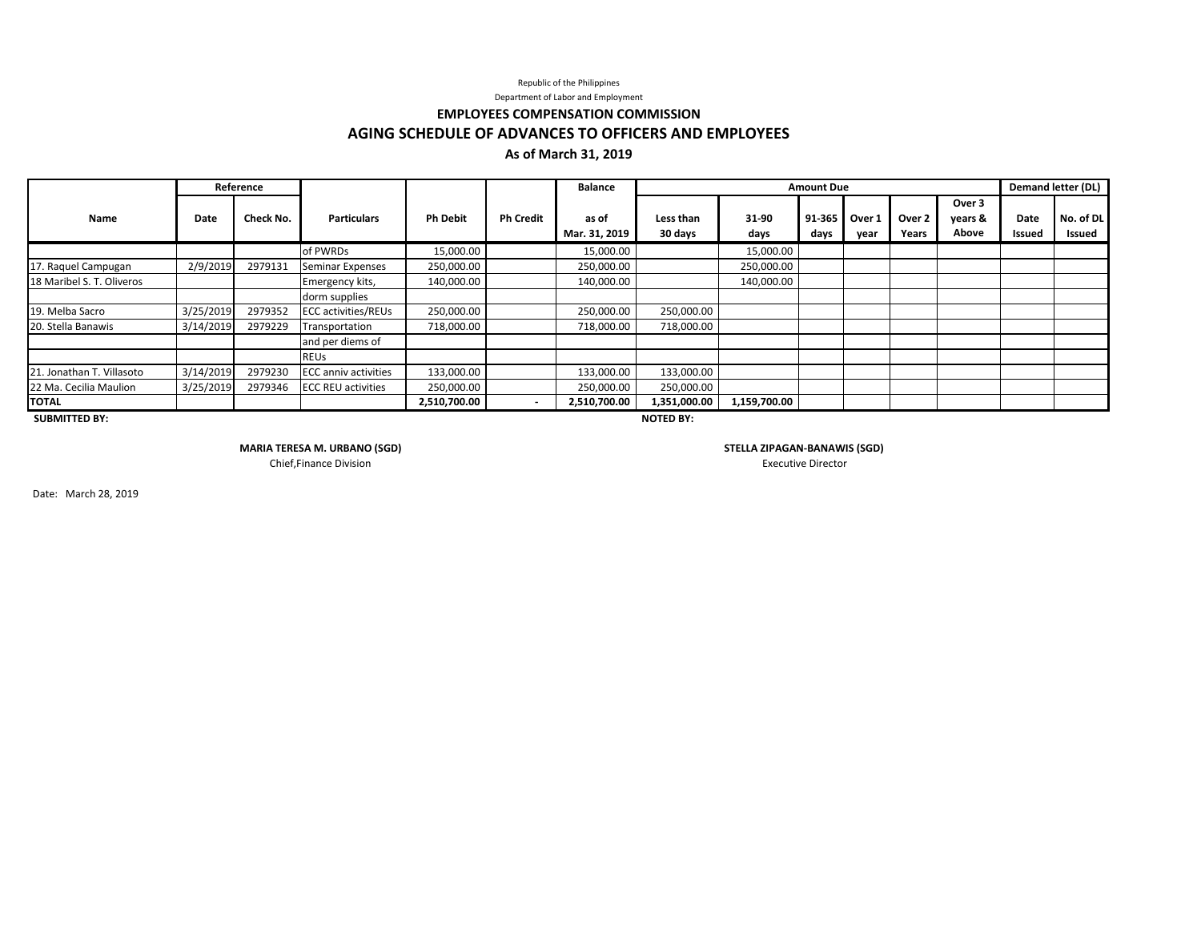Republic of the Philippines

Department of Labor and Employment

**EMPLOYEES COMPENSATION COMMISSION**

## AGING SCHEDULE OF ADVANCES TO OFFICERS AND EMPLOYEES

**As of March 31, 2019**

| Name | Reference | | Particulars | Ph Debit | Ph Credit | Balance | Amount Due | | | | | | Demand letter (DL) | |
|---|---|---|---|---|---|---|---|---|---|---|---|---|---|---|
| | Date | Check No. | | | | as of Mar. 31, 2019 | Less than 30 days | 31-90 days | 91-365 days | Over 1 year | Over 2 Years | Over 3 years & Above | Date Issued | No. of DL Issued |
| | | | of PWRDs | 15,000.00 | | 15,000.00 | | 15,000.00 | | | | | | |
| 17. Raquel Campugan | 2/9/2019 | 2979131 | Seminar Expenses | 250,000.00 | | 250,000.00 | | 250,000.00 | | | | | | |
| 18 Maribel S. T. Oliveros | | | Emergency kits, | 140,000.00 | | 140,000.00 | | 140,000.00 | | | | | | |
| | | | dorm supplies | | | | | | | | | | | |
| 19. Melba Sacro | 3/25/2019 | 2979352 | ECC activities/REUs | 250,000.00 | | 250,000.00 | 250,000.00 | | | | | | | |
| 20. Stella Banawis | 3/14/2019 | 2979229 | Transportation | 718,000.00 | | 718,000.00 | 718,000.00 | | | | | | | |
| | | | and per diems of | | | | | | | | | | | |
| | | | REUs | | | | | | | | | | | |
| 21. Jonathan T. Villasoto | 3/14/2019 | 2979230 | ECC anniv activities | 133,000.00 | | 133,000.00 | 133,000.00 | | | | | | | |
| 22 Ma. Cecilia Maulion | 3/25/2019 | 2979346 | ECC REU activities | 250,000.00 | | 250,000.00 | 250,000.00 | | | | | | | |
| **TOTAL** | | | | **2,510,700.00** | **-** | **2,510,700.00** | **1,351,000.00** | **1,159,700.00** | | | | | | |

**SUBMITTED BY:**

**MARIA TERESA M. URBANO (SGD)**
Chief,Finance Division

**NOTED BY:**

**STELLA ZIPAGAN-BANAWIS (SGD)**
Executive Director

Date: March 28, 2019